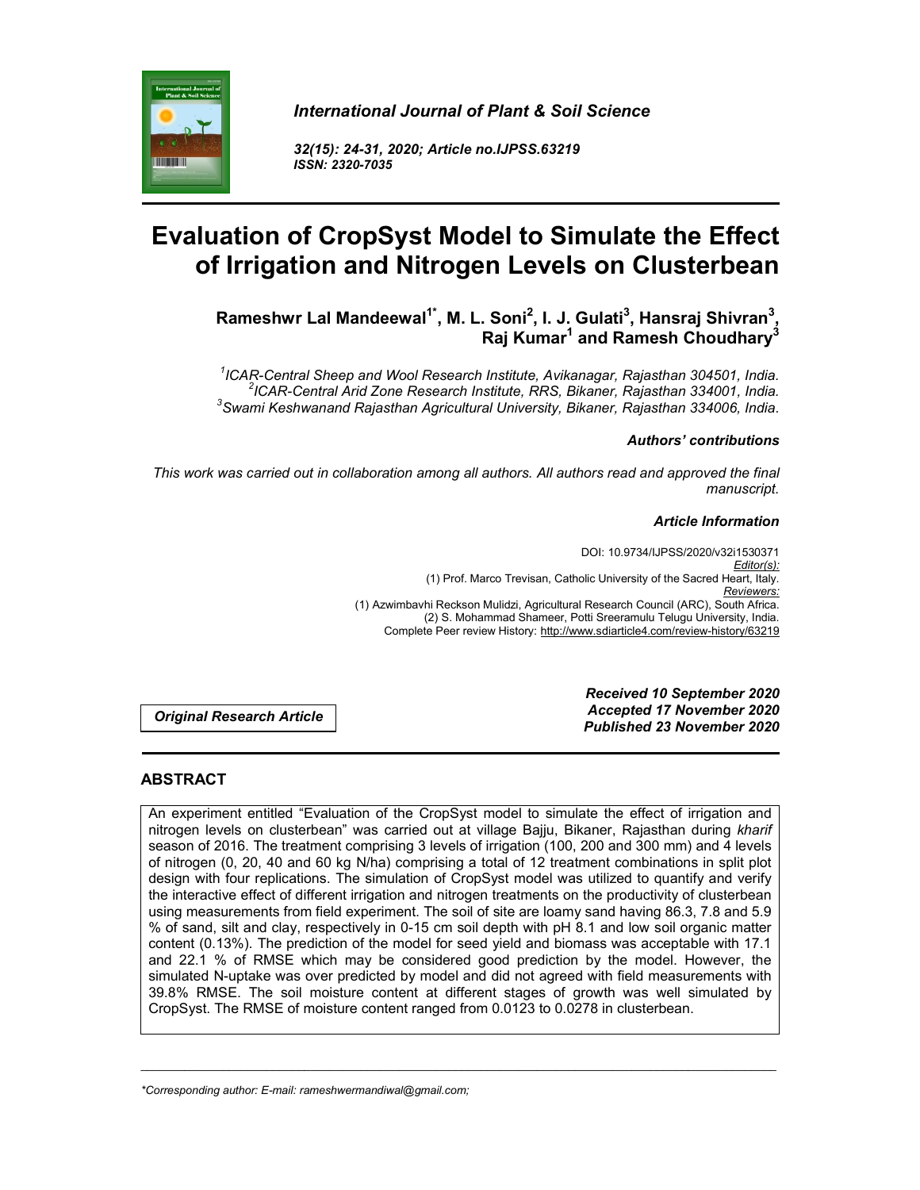*International Journal of Plant & Soil Science*

*32(15): 24-31, 2020; Article no.IJPSS.63219*
*ISSN: 2320-7035*

# Evaluation of CropSyst Model to Simulate the Effect of Irrigation and Nitrogen Levels on Clusterbean

**Rameshwr Lal Mandeewal[1*], M. L. Soni[2], I. J. Gulati[3], Hansraj Shivran[3], Raj Kumar[1] and Ramesh Choudhary[3]**

*[1]ICAR-Central Sheep and Wool Research Institute, Avikanagar, Rajasthan 304501, India.*
*[2]ICAR-Central Arid Zone Research Institute, RRS, Bikaner, Rajasthan 334001, India.*
*[3]Swami Keshwanand Rajasthan Agricultural University, Bikaner, Rajasthan 334006, India.*

***Authors' contributions***

*This work was carried out in collaboration among all authors. All authors read and approved the final manuscript.*

***Article Information***

DOI: 10.9734/IJPSS/2020/v32i1530371
*Editor(s):*
(1) Prof. Marco Trevisan, Catholic University of the Sacred Heart, Italy.
*Reviewers:*
(1) Azwimbavhi Reckson Mulidzi, Agricultural Research Council (ARC), South Africa.
(2) S. Mohammad Shameer, Potti Sreeramulu Telugu University, India.
Complete Peer review History: http://www.sdiarticle4.com/review-history/63219

***Original Research Article***

***Received 10 September 2020***
***Accepted 17 November 2020***
***Published 23 November 2020***

## ABSTRACT

An experiment entitled "Evaluation of the CropSyst model to simulate the effect of irrigation and nitrogen levels on clusterbean" was carried out at village Bajju, Bikaner, Rajasthan during *kharif* season of 2016. The treatment comprising 3 levels of irrigation (100, 200 and 300 mm) and 4 levels of nitrogen (0, 20, 40 and 60 kg N/ha) comprising a total of 12 treatment combinations in split plot design with four replications. The simulation of CropSyst model was utilized to quantify and verify the interactive effect of different irrigation and nitrogen treatments on the productivity of clusterbean using measurements from field experiment. The soil of site are loamy sand having 86.3, 7.8 and 5.9 % of sand, silt and clay, respectively in 0-15 cm soil depth with pH 8.1 and low soil organic matter content (0.13%). The prediction of the model for seed yield and biomass was acceptable with 17.1 and 22.1 % of RMSE which may be considered good prediction by the model. However, the simulated N-uptake was over predicted by model and did not agreed with field measurements with 39.8% RMSE. The soil moisture content at different stages of growth was well simulated by CropSyst. The RMSE of moisture content ranged from 0.0123 to 0.0278 in clusterbean.

---

*\*Corresponding author: E-mail: rameshwermandiwal@gmail.com;*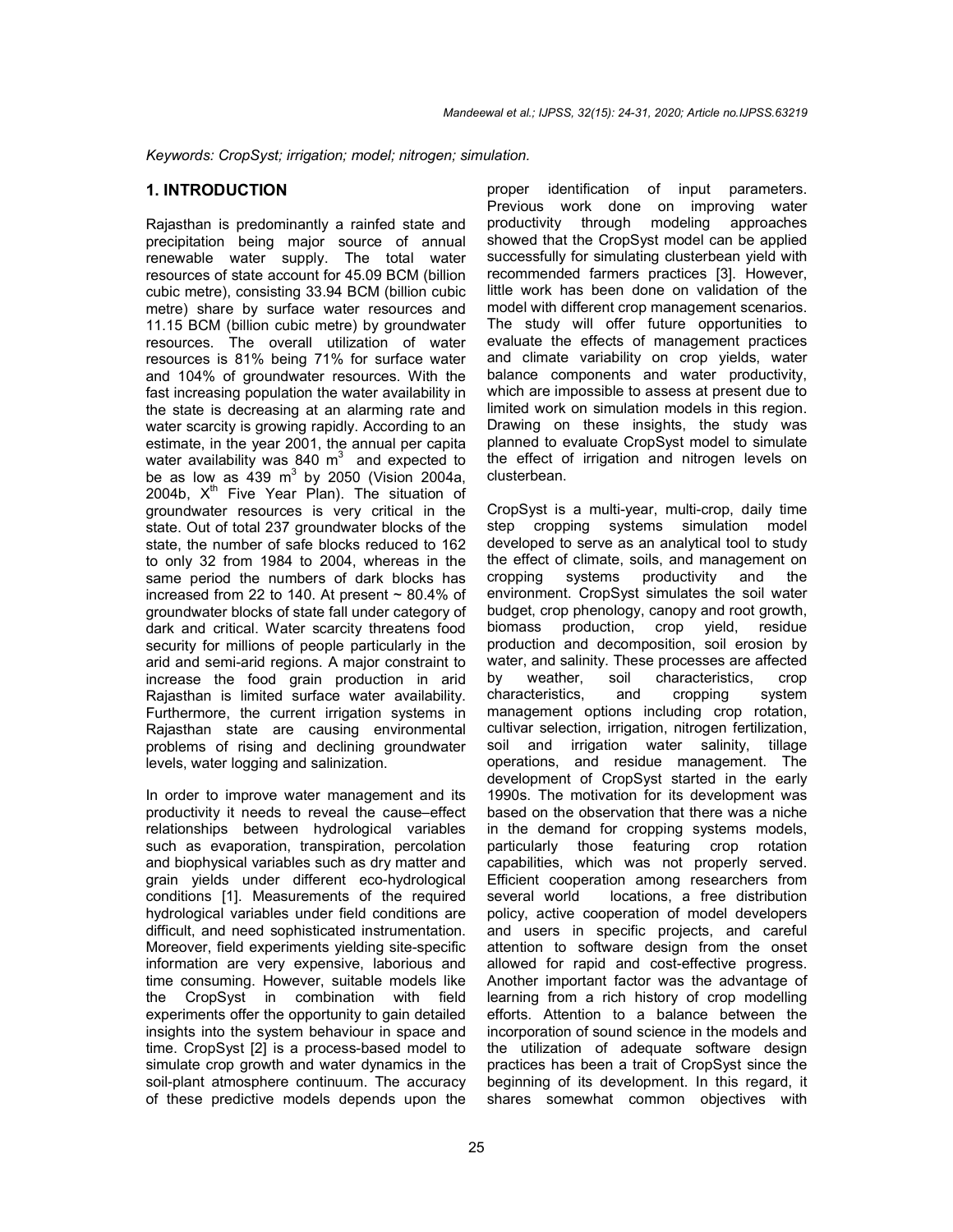*Keywords: CropSyst; irrigation; model; nitrogen; simulation.*

## 1. INTRODUCTION

Rajasthan is predominantly a rainfed state and precipitation being major source of annual renewable water supply. The total water resources of state account for 45.09 BCM (billion cubic metre), consisting 33.94 BCM (billion cubic metre) share by surface water resources and 11.15 BCM (billion cubic metre) by groundwater resources. The overall utilization of water resources is 81% being 71% for surface water and 104% of groundwater resources. With the fast increasing population the water availability in the state is decreasing at an alarming rate and water scarcity is growing rapidly. According to an estimate, in the year 2001, the annual per capita water availability was 840 $m^3$ and expected to be as low as 439 $m^3$ by 2050 (Vision 2004a, 2004b, $X^{th}$ Five Year Plan). The situation of groundwater resources is very critical in the state. Out of total 237 groundwater blocks of the state, the number of safe blocks reduced to 162 to only 32 from 1984 to 2004, whereas in the same period the numbers of dark blocks has increased from 22 to 140. At present ~ 80.4% of groundwater blocks of state fall under category of dark and critical. Water scarcity threatens food security for millions of people particularly in the arid and semi-arid regions. A major constraint to increase the food grain production in arid Rajasthan is limited surface water availability. Furthermore, the current irrigation systems in Rajasthan state are causing environmental problems of rising and declining groundwater levels, water logging and salinization.

In order to improve water management and its productivity it needs to reveal the cause–effect relationships between hydrological variables such as evaporation, transpiration, percolation and biophysical variables such as dry matter and grain yields under different eco-hydrological conditions [1]. Measurements of the required hydrological variables under field conditions are difficult, and need sophisticated instrumentation. Moreover, field experiments yielding site-specific information are very expensive, laborious and time consuming. However, suitable models like the CropSyst in combination with field experiments offer the opportunity to gain detailed insights into the system behaviour in space and time. CropSyst [2] is a process-based model to simulate crop growth and water dynamics in the soil-plant atmosphere continuum. The accuracy of these predictive models depends upon the proper identification of input parameters. Previous work done on improving water productivity through modeling approaches showed that the CropSyst model can be applied successfully for simulating clusterbean yield with recommended farmers practices [3]. However, little work has been done on validation of the model with different crop management scenarios. The study will offer future opportunities to evaluate the effects of management practices and climate variability on crop yields, water balance components and water productivity, which are impossible to assess at present due to limited work on simulation models in this region. Drawing on these insights, the study was planned to evaluate CropSyst model to simulate the effect of irrigation and nitrogen levels on clusterbean.

CropSyst is a multi-year, multi-crop, daily time step cropping systems simulation model developed to serve as an analytical tool to study the effect of climate, soils, and management on cropping systems productivity and the environment. CropSyst simulates the soil water budget, crop phenology, canopy and root growth, biomass production, crop yield, residue production and decomposition, soil erosion by water, and salinity. These processes are affected by weather, soil characteristics, crop characteristics, and cropping system management options including crop rotation, cultivar selection, irrigation, nitrogen fertilization, soil and irrigation water salinity, tillage operations, and residue management. The development of CropSyst started in the early 1990s. The motivation for its development was based on the observation that there was a niche in the demand for cropping systems models, particularly those featuring crop rotation capabilities, which was not properly served. Efficient cooperation among researchers from several world locations, a free distribution policy, active cooperation of model developers and users in specific projects, and careful attention to software design from the onset allowed for rapid and cost-effective progress. Another important factor was the advantage of learning from a rich history of crop modelling efforts. Attention to a balance between the incorporation of sound science in the models and the utilization of adequate software design practices has been a trait of CropSyst since the beginning of its development. In this regard, it shares somewhat common objectives with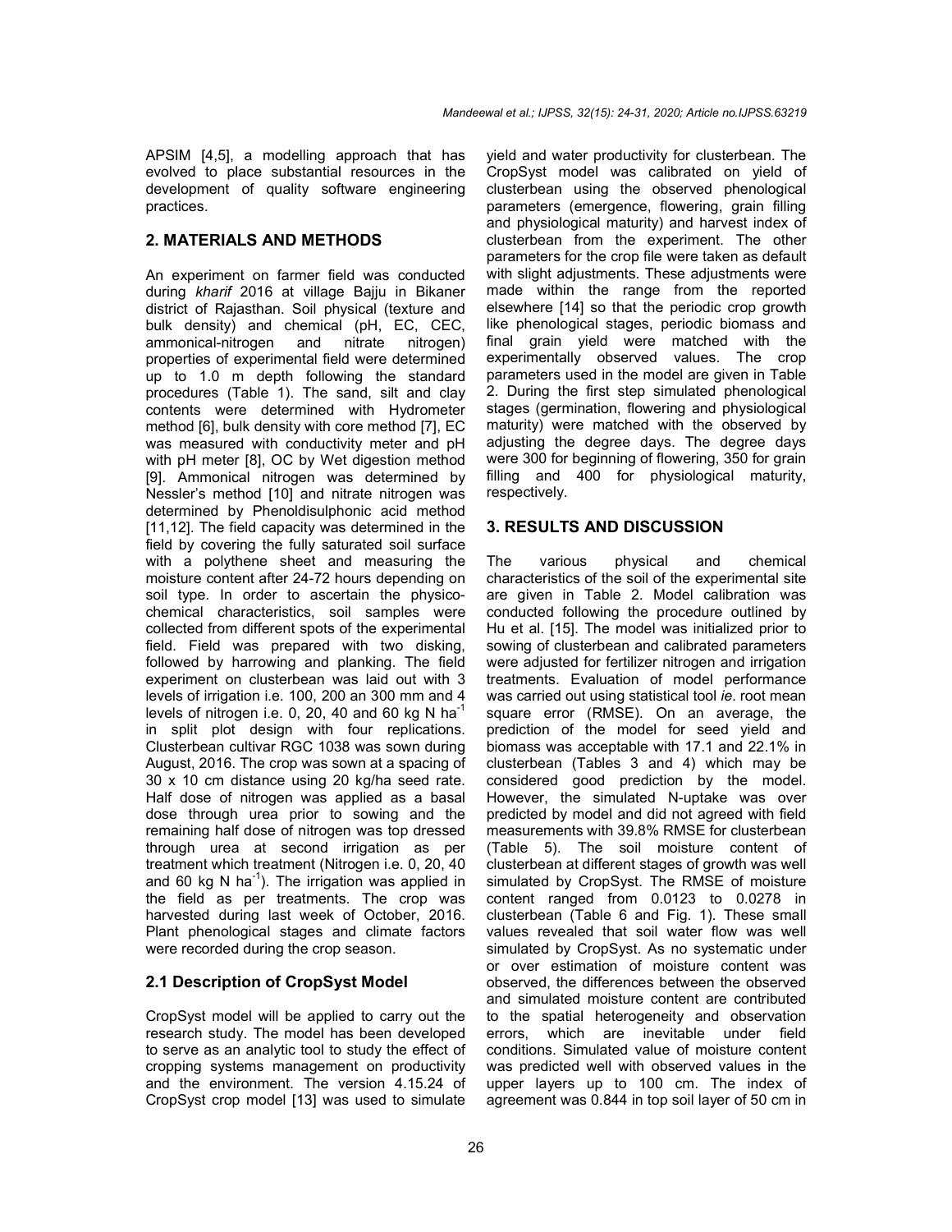APSIM [4,5], a modelling approach that has evolved to place substantial resources in the development of quality software engineering practices.

## 2. MATERIALS AND METHODS

An experiment on farmer field was conducted during *kharif* 2016 at village Bajju in Bikaner district of Rajasthan. Soil physical (texture and bulk density) and chemical (pH, EC, CEC, ammonical-nitrogen and nitrate nitrogen) properties of experimental field were determined up to 1.0 m depth following the standard procedures (Table 1). The sand, silt and clay contents were determined with Hydrometer method [6], bulk density with core method [7], EC was measured with conductivity meter and pH with pH meter [8], OC by Wet digestion method [9]. Ammonical nitrogen was determined by Nessler's method [10] and nitrate nitrogen was determined by Phenoldisulphonic acid method [11,12]. The field capacity was determined in the field by covering the fully saturated soil surface with a polythene sheet and measuring the moisture content after 24-72 hours depending on soil type. In order to ascertain the physico-chemical characteristics, soil samples were collected from different spots of the experimental field. Field was prepared with two disking, followed by harrowing and planking. The field experiment on clusterbean was laid out with 3 levels of irrigation i.e. 100, 200 an 300 mm and 4 levels of nitrogen i.e. 0, 20, 40 and 60 kg N ha$^{-1}$ in split plot design with four replications. Clusterbean cultivar RGC 1038 was sown during August, 2016. The crop was sown at a spacing of 30 x 10 cm distance using 20 kg/ha seed rate. Half dose of nitrogen was applied as a basal dose through urea prior to sowing and the remaining half dose of nitrogen was top dressed through urea at second irrigation as per treatment which treatment (Nitrogen i.e. 0, 20, 40 and 60 kg N ha$^{-1}$). The irrigation was applied in the field as per treatments. The crop was harvested during last week of October, 2016. Plant phenological stages and climate factors were recorded during the crop season.

### 2.1 Description of CropSyst Model

CropSyst model will be applied to carry out the research study. The model has been developed to serve as an analytic tool to study the effect of cropping systems management on productivity and the environment. The version 4.15.24 of CropSyst crop model [13] was used to simulate yield and water productivity for clusterbean. The CropSyst model was calibrated on yield of clusterbean using the observed phenological parameters (emergence, flowering, grain filling and physiological maturity) and harvest index of clusterbean from the experiment. The other parameters for the crop file were taken as default with slight adjustments. These adjustments were made within the range from the reported elsewhere [14] so that the periodic crop growth like phenological stages, periodic biomass and final grain yield were matched with the experimentally observed values. The crop parameters used in the model are given in Table 2. During the first step simulated phenological stages (germination, flowering and physiological maturity) were matched with the observed by adjusting the degree days. The degree days were 300 for beginning of flowering, 350 for grain filling and 400 for physiological maturity, respectively.

## 3. RESULTS AND DISCUSSION

The various physical and chemical characteristics of the soil of the experimental site are given in Table 2. Model calibration was conducted following the procedure outlined by Hu et al. [15]. The model was initialized prior to sowing of clusterbean and calibrated parameters were adjusted for fertilizer nitrogen and irrigation treatments. Evaluation of model performance was carried out using statistical tool *ie*. root mean square error (RMSE). On an average, the prediction of the model for seed yield and biomass was acceptable with 17.1 and 22.1% in clusterbean (Tables 3 and 4) which may be considered good prediction by the model. However, the simulated N-uptake was over predicted by model and did not agreed with field measurements with 39.8% RMSE for clusterbean (Table 5). The soil moisture content of clusterbean at different stages of growth was well simulated by CropSyst. The RMSE of moisture content ranged from 0.0123 to 0.0278 in clusterbean (Table 6 and Fig. 1). These small values revealed that soil water flow was well simulated by CropSyst. As no systematic under or over estimation of moisture content was observed, the differences between the observed and simulated moisture content are contributed to the spatial heterogeneity and observation errors, which are inevitable under field conditions. Simulated value of moisture content was predicted well with observed values in the upper layers up to 100 cm. The index of agreement was 0.844 in top soil layer of 50 cm in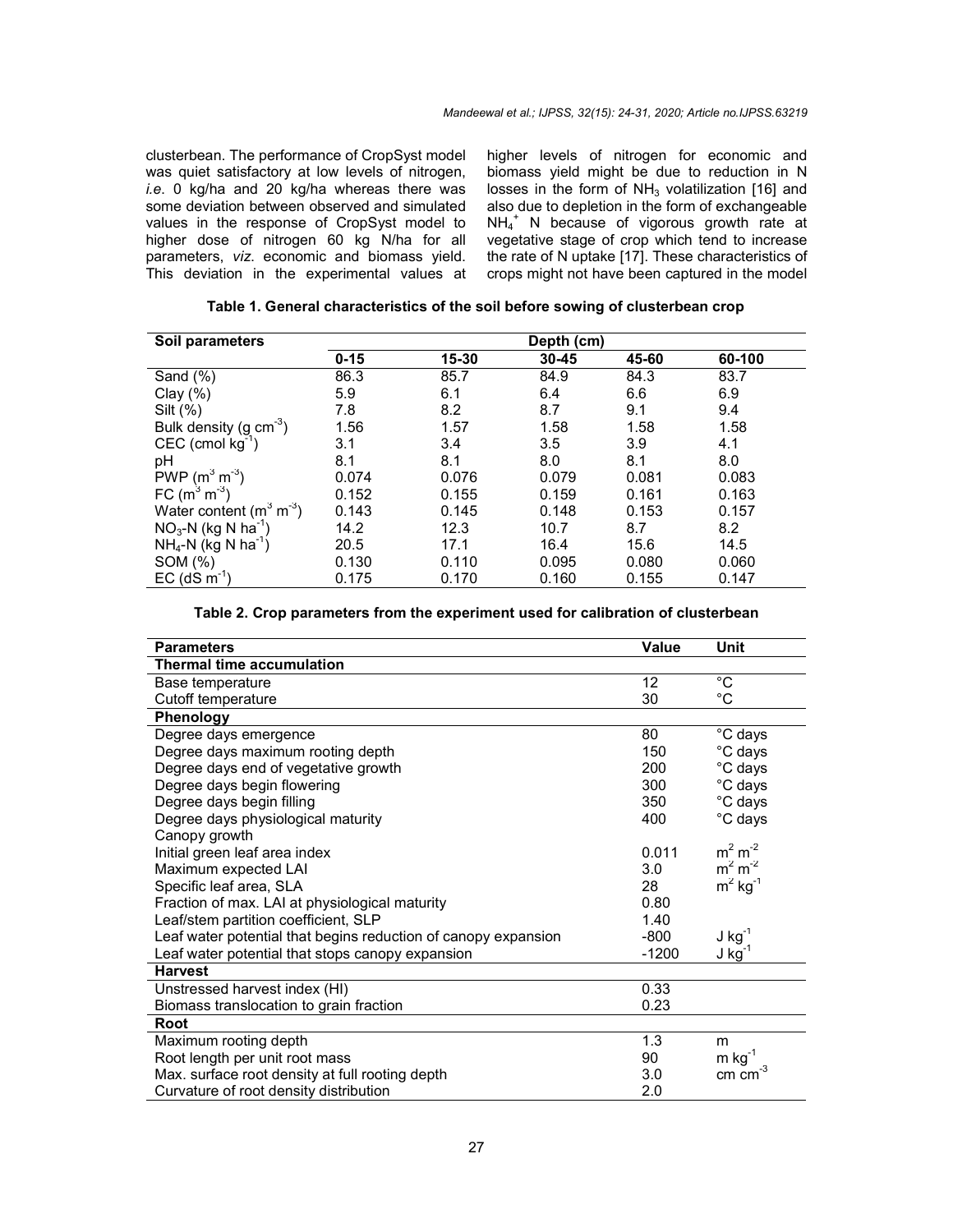clusterbean. The performance of CropSyst model was quiet satisfactory at low levels of nitrogen, *i.e.* 0 kg/ha and 20 kg/ha whereas there was some deviation between observed and simulated values in the response of CropSyst model to higher dose of nitrogen 60 kg N/ha for all parameters, *viz.* economic and biomass yield. This deviation in the experimental values at higher levels of nitrogen for economic and biomass yield might be due to reduction in N losses in the form of $NH_3$ volatilization [16] and also due to depletion in the form of exchangeable $NH_4^+$ N because of vigorous growth rate at vegetative stage of crop which tend to increase the rate of N uptake [17]. These characteristics of crops might not have been captured in the model

**Table 1. General characteristics of the soil before sowing of clusterbean crop**

| Soil parameters | Depth (cm) | | | | |
|---|---|---|---|---|---|
| | 0-15 | 15-30 | 30-45 | 45-60 | 60-100 |
| Sand (%) | 86.3 | 85.7 | 84.9 | 84.3 | 83.7 |
| Clay (%) | 5.9 | 6.1 | 6.4 | 6.6 | 6.9 |
| Silt (%) | 7.8 | 8.2 | 8.7 | 9.1 | 9.4 |
| Bulk density (g $cm^{-3}$) | 1.56 | 1.57 | 1.58 | 1.58 | 1.58 |
| CEC (cmol $kg^{-1}$) | 3.1 | 3.4 | 3.5 | 3.9 | 4.1 |
| pH | 8.1 | 8.1 | 8.0 | 8.1 | 8.0 |
| PWP ($m^3$ $m^{-3}$) | 0.074 | 0.076 | 0.079 | 0.081 | 0.083 |
| FC ($m^3$ $m^{-3}$) | 0.152 | 0.155 | 0.159 | 0.161 | 0.163 |
| Water content ($m^3$ $m^{-3}$) | 0.143 | 0.145 | 0.148 | 0.153 | 0.157 |
| $NO_3$-N (kg N $ha^{-1}$) | 14.2 | 12.3 | 10.7 | 8.7 | 8.2 |
| $NH_4$-N (kg N $ha^{-1}$) | 20.5 | 17.1 | 16.4 | 15.6 | 14.5 |
| SOM (%) | 0.130 | 0.110 | 0.095 | 0.080 | 0.060 |
| EC (dS $m^{-1}$) | 0.175 | 0.170 | 0.160 | 0.155 | 0.147 |

**Table 2. Crop parameters from the experiment used for calibration of clusterbean**

| Parameters | Value | Unit |
|---|---|---|
| **Thermal time accumulation** | | |
| Base temperature | 12 | °C |
| Cutoff temperature | 30 | °C |
| **Phenology** | | |
| Degree days emergence | 80 | °C days |
| Degree days maximum rooting depth | 150 | °C days |
| Degree days end of vegetative growth | 200 | °C days |
| Degree days begin flowering | 300 | °C days |
| Degree days begin filling | 350 | °C days |
| Degree days physiological maturity | 400 | °C days |
| Canopy growth | | |
| Initial green leaf area index | 0.011 | $m^2$ $m^{-2}$ |
| Maximum expected LAI | 3.0 | $m^2$ $m^{-2}$ |
| Specific leaf area, SLA | 28 | $m^2$ $kg^{-1}$ |
| Fraction of max. LAI at physiological maturity | 0.80 | |
| Leaf/stem partition coefficient, SLP | 1.40 | |
| Leaf water potential that begins reduction of canopy expansion | -800 | J $kg^{-1}$ |
| Leaf water potential that stops canopy expansion | -1200 | J $kg^{-1}$ |
| **Harvest** | | |
| Unstressed harvest index (HI) | 0.33 | |
| Biomass translocation to grain fraction | 0.23 | |
| **Root** | | |
| Maximum rooting depth | 1.3 | m |
| Root length per unit root mass | 90 | m $kg^{-1}$ |
| Max. surface root density at full rooting depth | 3.0 | cm $cm^{-3}$ |
| Curvature of root density distribution | 2.0 | |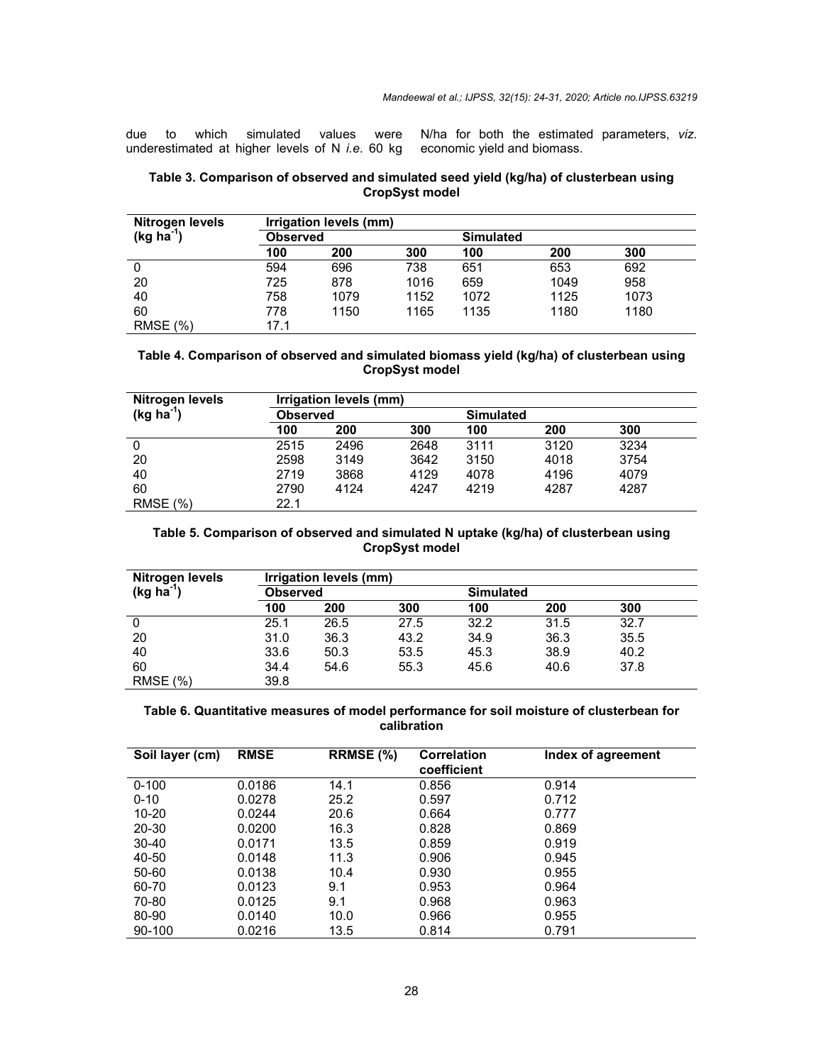due to which simulated values were underestimated at higher levels of N *i.e.* 60 kg N/ha for both the estimated parameters, *viz*. economic yield and biomass.

**Table 3. Comparison of observed and simulated seed yield (kg/ha) of clusterbean using CropSyst model**

| Nitrogen levels (kg ha$^{-1}$) | Irrigation levels (mm) | | | | | |
|---|---|---|---|---|---|---|
| | Observed | | | Simulated | | |
| | 100 | 200 | 300 | 100 | 200 | 300 |
| 0 | 594 | 696 | 738 | 651 | 653 | 692 |
| 20 | 725 | 878 | 1016 | 659 | 1049 | 958 |
| 40 | 758 | 1079 | 1152 | 1072 | 1125 | 1073 |
| 60 | 778 | 1150 | 1165 | 1135 | 1180 | 1180 |
| RMSE (%) | 17.1 | | | | | |

**Table 4. Comparison of observed and simulated biomass yield (kg/ha) of clusterbean using CropSyst model**

| Nitrogen levels (kg ha$^{-1}$) | Irrigation levels (mm) | | | | | |
|---|---|---|---|---|---|---|
| | Observed | | | Simulated | | |
| | 100 | 200 | 300 | 100 | 200 | 300 |
| 0 | 2515 | 2496 | 2648 | 3111 | 3120 | 3234 |
| 20 | 2598 | 3149 | 3642 | 3150 | 4018 | 3754 |
| 40 | 2719 | 3868 | 4129 | 4078 | 4196 | 4079 |
| 60 | 2790 | 4124 | 4247 | 4219 | 4287 | 4287 |
| RMSE (%) | 22.1 | | | | | |

**Table 5. Comparison of observed and simulated N uptake (kg/ha) of clusterbean using CropSyst model**

| Nitrogen levels (kg ha$^{-1}$) | Irrigation levels (mm) | | | | | |
|---|---|---|---|---|---|---|
| | Observed | | | Simulated | | |
| | 100 | 200 | 300 | 100 | 200 | 300 |
| 0 | 25.1 | 26.5 | 27.5 | 32.2 | 31.5 | 32.7 |
| 20 | 31.0 | 36.3 | 43.2 | 34.9 | 36.3 | 35.5 |
| 40 | 33.6 | 50.3 | 53.5 | 45.3 | 38.9 | 40.2 |
| 60 | 34.4 | 54.6 | 55.3 | 45.6 | 40.6 | 37.8 |
| RMSE (%) | 39.8 | | | | | |

**Table 6. Quantitative measures of model performance for soil moisture of clusterbean for calibration**

| Soil layer (cm) | RMSE | RRMSE (%) | Correlation coefficient | Index of agreement |
|---|---|---|---|---|
| 0-100 | 0.0186 | 14.1 | 0.856 | 0.914 |
| 0-10 | 0.0278 | 25.2 | 0.597 | 0.712 |
| 10-20 | 0.0244 | 20.6 | 0.664 | 0.777 |
| 20-30 | 0.0200 | 16.3 | 0.828 | 0.869 |
| 30-40 | 0.0171 | 13.5 | 0.859 | 0.919 |
| 40-50 | 0.0148 | 11.3 | 0.906 | 0.945 |
| 50-60 | 0.0138 | 10.4 | 0.930 | 0.955 |
| 60-70 | 0.0123 | 9.1 | 0.953 | 0.964 |
| 70-80 | 0.0125 | 9.1 | 0.968 | 0.963 |
| 80-90 | 0.0140 | 10.0 | 0.966 | 0.955 |
| 90-100 | 0.0216 | 13.5 | 0.814 | 0.791 |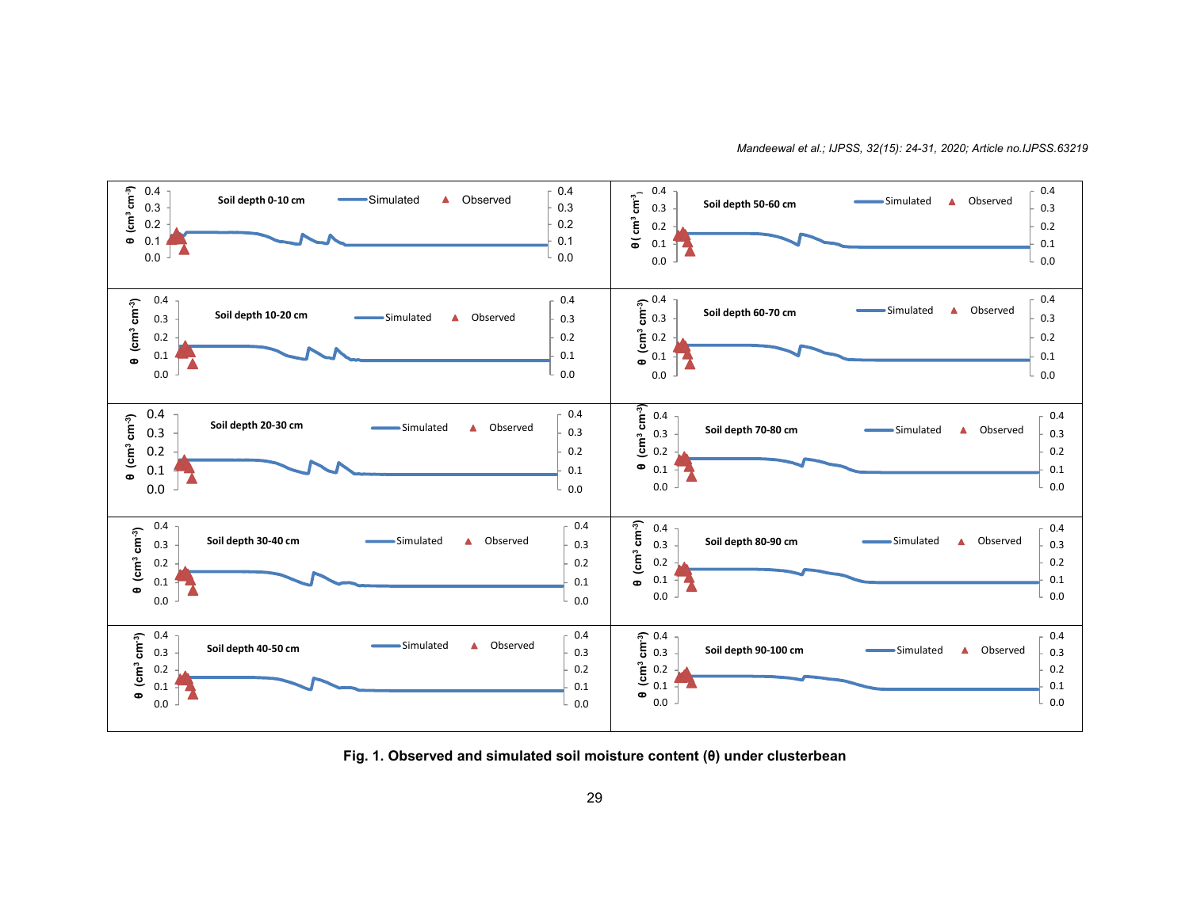Fig. 1. Observed and simulated soil moisture content (θ) under clusterbean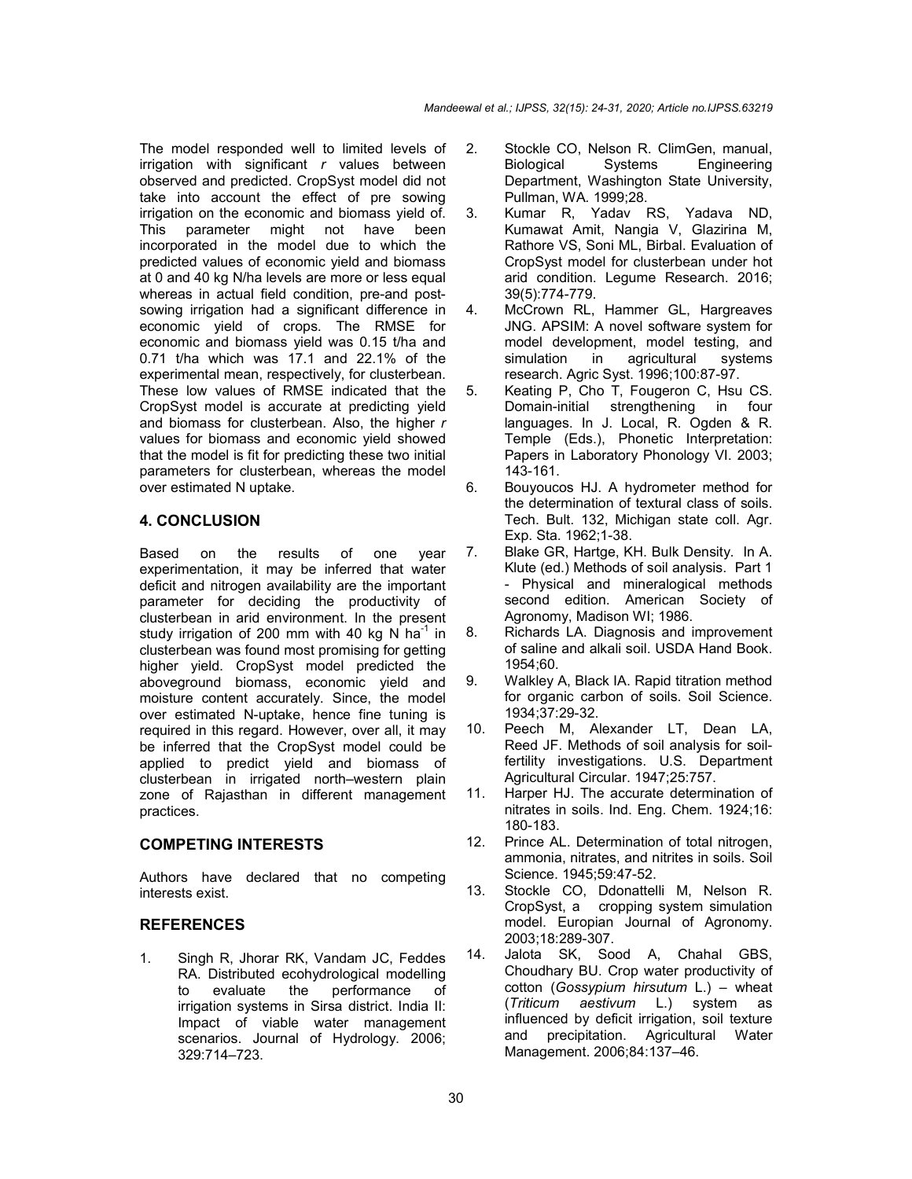The model responded well to limited levels of irrigation with significant *r* values between observed and predicted. CropSyst model did not take into account the effect of pre sowing irrigation on the economic and biomass yield of. This parameter might not have been incorporated in the model due to which the predicted values of economic yield and biomass at 0 and 40 kg N/ha levels are more or less equal whereas in actual field condition, pre-and post-sowing irrigation had a significant difference in economic yield of crops. The RMSE for economic and biomass yield was 0.15 t/ha and 0.71 t/ha which was 17.1 and 22.1% of the experimental mean, respectively, for clusterbean. These low values of RMSE indicated that the CropSyst model is accurate at predicting yield and biomass for clusterbean. Also, the higher *r* values for biomass and economic yield showed that the model is fit for predicting these two initial parameters for clusterbean, whereas the model over estimated N uptake.

## 4. CONCLUSION

Based on the results of one year experimentation, it may be inferred that water deficit and nitrogen availability are the important parameter for deciding the productivity of clusterbean in arid environment. In the present study irrigation of 200 mm with 40 kg N $ha^{-1}$ in clusterbean was found most promising for getting higher yield. CropSyst model predicted the aboveground biomass, economic yield and moisture content accurately. Since, the model over estimated N-uptake, hence fine tuning is required in this regard. However, over all, it may be inferred that the CropSyst model could be applied to predict yield and biomass of clusterbean in irrigated north–western plain zone of Rajasthan in different management practices.

## COMPETING INTERESTS

Authors have declared that no competing interests exist.

## REFERENCES

1. Singh R, Jhorar RK, Vandam JC, Feddes RA. Distributed ecohydrological modelling to evaluate the performance of irrigation systems in Sirsa district. India II: Impact of viable water management scenarios. Journal of Hydrology. 2006; 329:714–723.
2. Stockle CO, Nelson R. ClimGen, manual, Biological Systems Engineering Department, Washington State University, Pullman, WA. 1999;28.
3. Kumar R, Yadav RS, Yadava ND, Kumawat Amit, Nangia V, Glazirina M, Rathore VS, Soni ML, Birbal. Evaluation of CropSyst model for clusterbean under hot arid condition. Legume Research. 2016; 39(5):774-779.
4. McCrown RL, Hammer GL, Hargreaves JNG. APSIM: A novel software system for model development, model testing, and simulation in agricultural systems research. Agric Syst. 1996;100:87-97.
5. Keating P, Cho T, Fougeron C, Hsu CS. Domain-initial strengthening in four languages. In J. Local, R. Ogden & R. Temple (Eds.), Phonetic Interpretation: Papers in Laboratory Phonology VI. 2003; 143-161.
6. Bouyoucos HJ. A hydrometer method for the determination of textural class of soils. Tech. Bult. 132, Michigan state coll. Agr. Exp. Sta. 1962;1-38.
7. Blake GR, Hartge, KH. Bulk Density. In A. Klute (ed.) Methods of soil analysis. Part 1 - Physical and mineralogical methods second edition. American Society of Agronomy, Madison WI; 1986.
8. Richards LA. Diagnosis and improvement of saline and alkali soil. USDA Hand Book. 1954;60.
9. Walkley A, Black IA. Rapid titration method for organic carbon of soils. Soil Science. 1934;37:29-32.
10. Peech M, Alexander LT, Dean LA, Reed JF. Methods of soil analysis for soil-fertility investigations. U.S. Department Agricultural Circular. 1947;25:757.
11. Harper HJ. The accurate determination of nitrates in soils. Ind. Eng. Chem. 1924;16: 180-183.
12. Prince AL. Determination of total nitrogen, ammonia, nitrates, and nitrites in soils. Soil Science. 1945;59:47-52.
13. Stockle CO, Ddonattelli M, Nelson R. CropSyst, a cropping system simulation model. Europian Journal of Agronomy. 2003;18:289-307.
14. Jalota SK, Sood A, Chahal GBS, Choudhary BU. Crop water productivity of cotton (*Gossypium hirsutum* L.) – wheat (*Triticum aestivum* L.) system as influenced by deficit irrigation, soil texture and precipitation. Agricultural Water Management. 2006;84:137–46.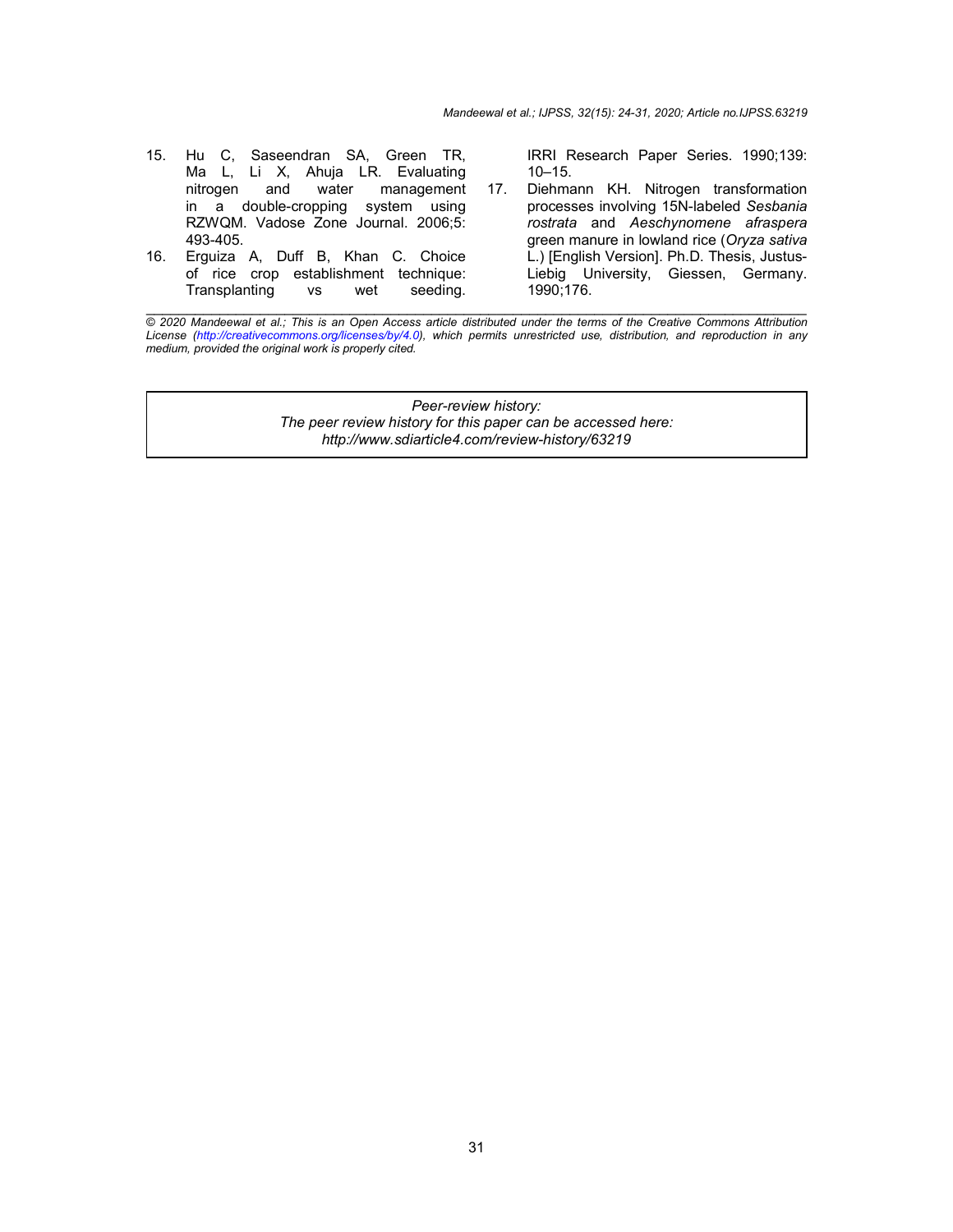15. Hu C, Saseendran SA, Green TR, Ma L, Li X, Ahuja LR. Evaluating nitrogen and water management in a double-cropping system using RZWQM. Vadose Zone Journal. 2006;5: 493-405.
16. Erguiza A, Duff B, Khan C. Choice of rice crop establishment technique: Transplanting vs wet seeding. IRRI Research Paper Series. 1990;139: 10–15.
17. Diehmann KH. Nitrogen transformation processes involving 15N-labeled *Sesbania rostrata* and *Aeschynomene afraspera* green manure in lowland rice (*Oryza sativa* L.) [English Version]. Ph.D. Thesis, Justus-Liebig University, Giessen, Germany. 1990;176.

---

*© 2020 Mandeewal et al.; This is an Open Access article distributed under the terms of the Creative Commons Attribution License (http://creativecommons.org/licenses/by/4.0), which permits unrestricted use, distribution, and reproduction in any medium, provided the original work is properly cited.*

*Peer-review history:*
*The peer review history for this paper can be accessed here:*
*http://www.sdiarticle4.com/review-history/63219*